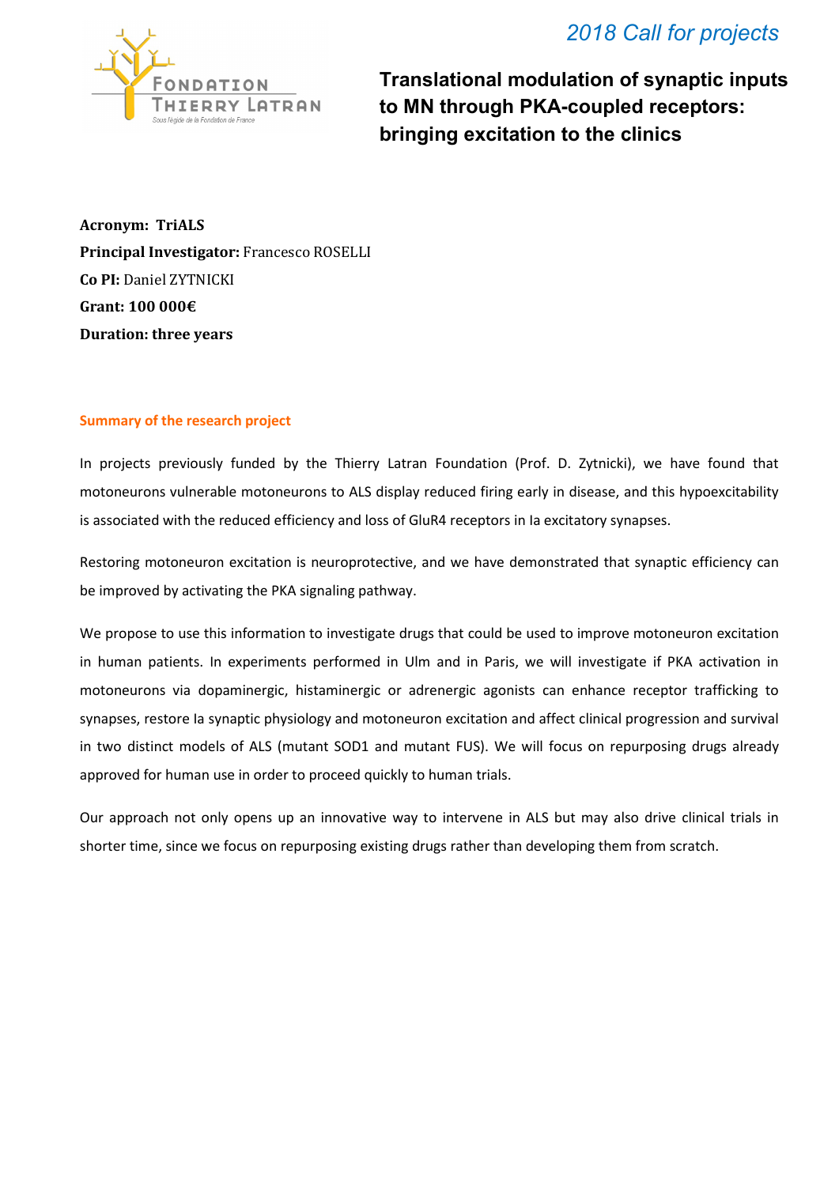*2018 Call for projects*

# Translational modulation of synaptic inputs to MN through PKA-coupled receptors: bringing excitation to the clinics

**Acronym: TriALS**
**Principal Investigator:** Francesco ROSELLI
**Co PI:** Daniel ZYTNICKI
**Grant: 100 000€**
**Duration: three years**

## Summary of the research project

In projects previously funded by the Thierry Latran Foundation (Prof. D. Zytnicki), we have found that motoneurons vulnerable motoneurons to ALS display reduced firing early in disease, and this hypoexcitability is associated with the reduced efficiency and loss of GluR4 receptors in Ia excitatory synapses.

Restoring motoneuron excitation is neuroprotective, and we have demonstrated that synaptic efficiency can be improved by activating the PKA signaling pathway.

We propose to use this information to investigate drugs that could be used to improve motoneuron excitation in human patients. In experiments performed in Ulm and in Paris, we will investigate if PKA activation in motoneurons via dopaminergic, histaminergic or adrenergic agonists can enhance receptor trafficking to synapses, restore Ia synaptic physiology and motoneuron excitation and affect clinical progression and survival in two distinct models of ALS (mutant SOD1 and mutant FUS). We will focus on repurposing drugs already approved for human use in order to proceed quickly to human trials.

Our approach not only opens up an innovative way to intervene in ALS but may also drive clinical trials in shorter time, since we focus on repurposing existing drugs rather than developing them from scratch.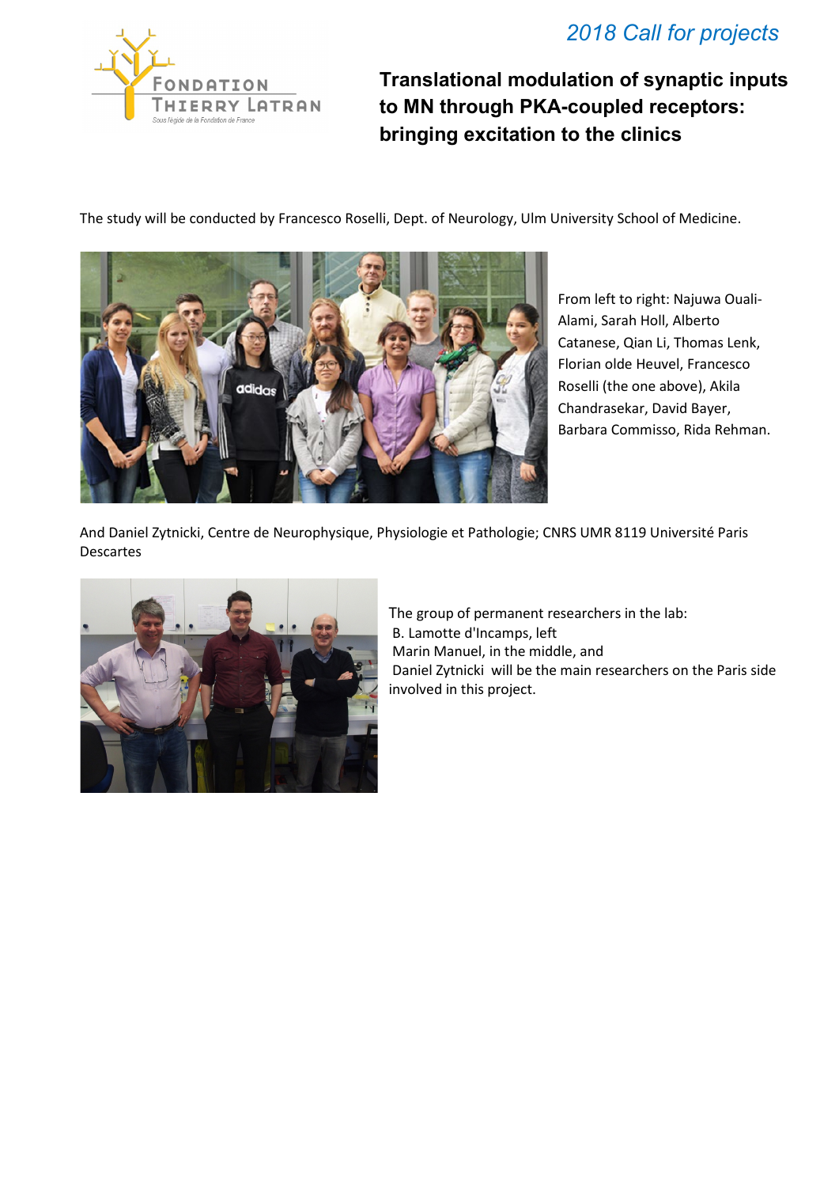*2018 Call for projects*

# Translational modulation of synaptic inputs to MN through PKA-coupled receptors: bringing excitation to the clinics

The study will be conducted by Francesco Roselli, Dept. of Neurology, Ulm University School of Medicine.

From left to right: Najuwa Ouali-Alami, Sarah Holl, Alberto Catanese, Qian Li, Thomas Lenk, Florian olde Heuvel, Francesco Roselli (the one above), Akila Chandrasekar, David Bayer, Barbara Commisso, Rida Rehman.

And Daniel Zytnicki, Centre de Neurophysique, Physiologie et Pathologie; CNRS UMR 8119 Université Paris Descartes

The group of permanent researchers in the lab:
B. Lamotte d'Incamps, left
Marin Manuel, in the middle, and
Daniel Zytnicki will be the main researchers on the Paris side involved in this project.